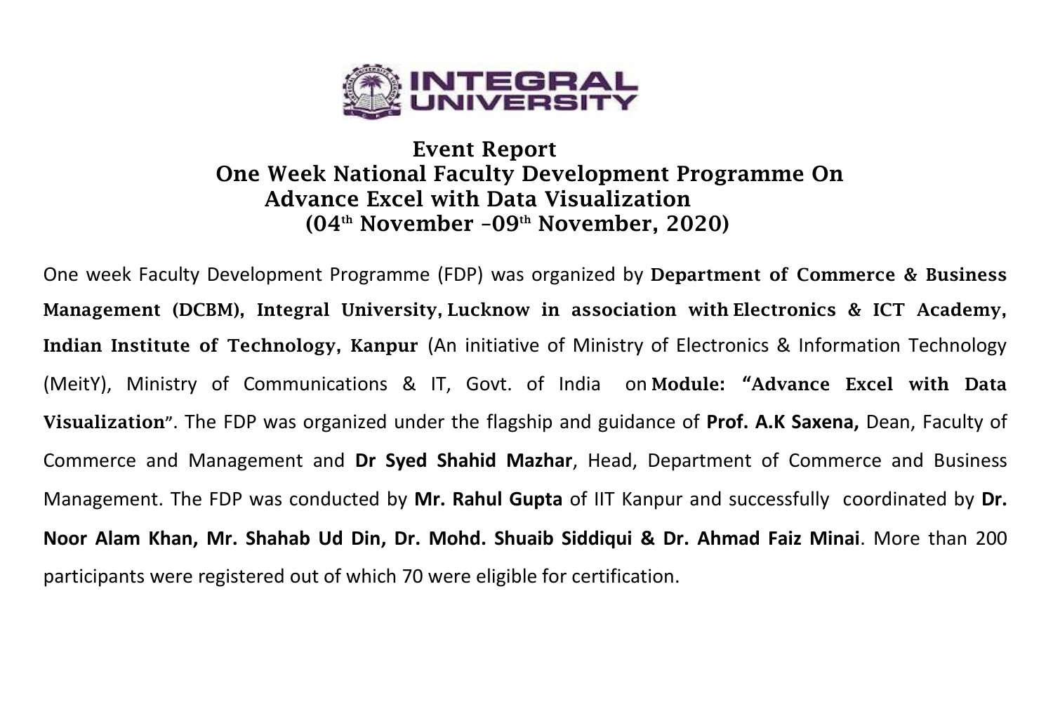**INTEGRAL UNIVERSITY**

# Event Report

## One Week National Faculty Development Programme On Advance Excel with Data Visualization

### ($04^{th}$ November –$09^{th}$ November, 2020)

One week Faculty Development Programme (FDP) was organized by **Department of Commerce & Business Management (DCBM), Integral University, Lucknow in association with Electronics & ICT Academy, Indian Institute of Technology, Kanpur** (An initiative of Ministry of Electronics & Information Technology (MeitY), Ministry of Communications & IT, Govt. of India on **Module: "Advance Excel with Data Visualization**". The FDP was organized under the flagship and guidance of **Prof. A.K Saxena,** Dean, Faculty of Commerce and Management and **Dr Syed Shahid Mazhar**, Head, Department of Commerce and Business Management. The FDP was conducted by **Mr. Rahul Gupta** of IIT Kanpur and successfully coordinated by **Dr. Noor Alam Khan, Mr. Shahab Ud Din, Dr. Mohd. Shuaib Siddiqui & Dr. Ahmad Faiz Minai**. More than 200 participants were registered out of which 70 were eligible for certification.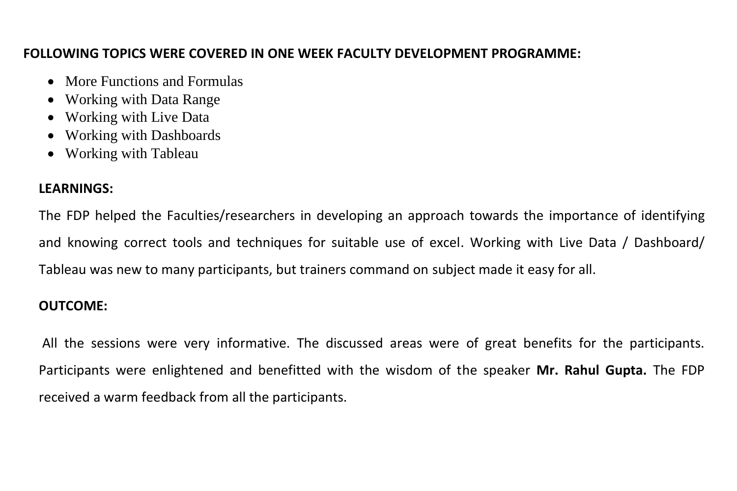**FOLLOWING TOPICS WERE COVERED IN ONE WEEK FACULTY DEVELOPMENT PROGRAMME:**

- More Functions and Formulas
- Working with Data Range
- Working with Live Data
- Working with Dashboards
- Working with Tableau

**LEARNINGS:**

The FDP helped the Faculties/researchers in developing an approach towards the importance of identifying and knowing correct tools and techniques for suitable use of excel. Working with Live Data / Dashboard/ Tableau was new to many participants, but trainers command on subject made it easy for all.

**OUTCOME:**

All the sessions were very informative. The discussed areas were of great benefits for the participants. Participants were enlightened and benefitted with the wisdom of the speaker **Mr. Rahul Gupta.** The FDP received a warm feedback from all the participants.